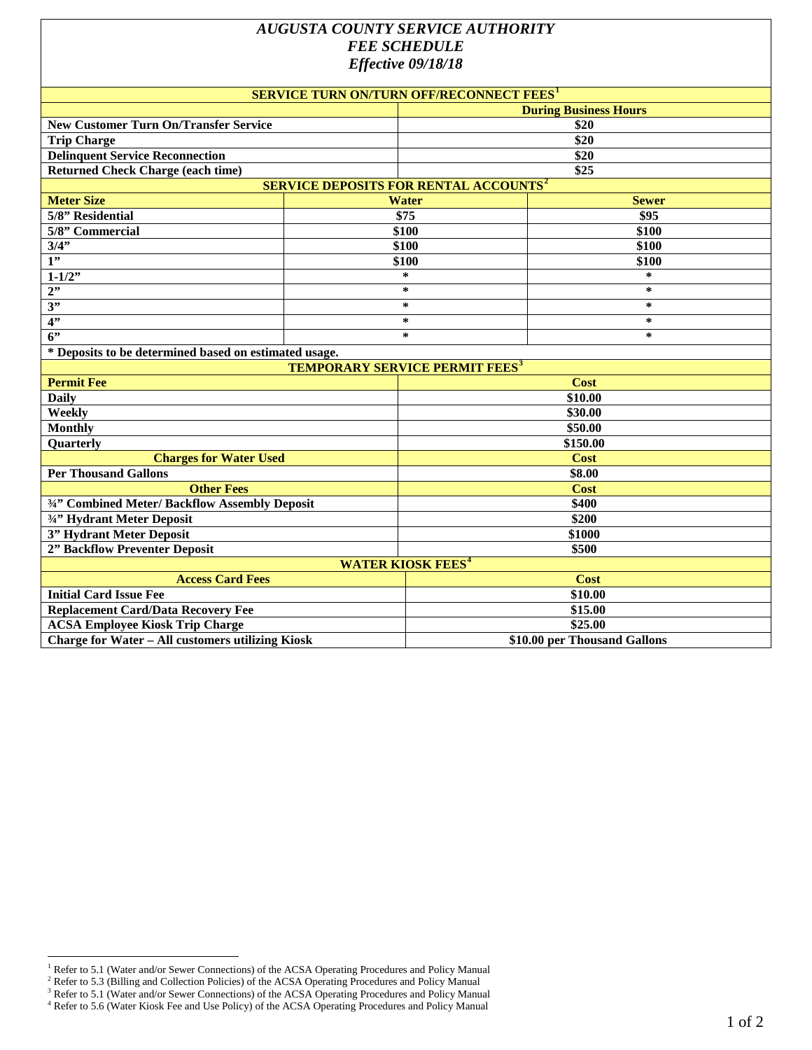# *AUGUSTA COUNTY SERVICE AUTHORITY*
## *FEE SCHEDULE*
### *Effective 09/18/18*

**SERVICE TURN ON/TURN OFF/RECONNECT FEES**[1]

| | During Business Hours |
|---|---|
| **New Customer Turn On/Transfer Service** | $20 |
| **Trip Charge** | $20 |
| **Delinquent Service Reconnection** | $20 |
| **Returned Check Charge (each time)** | $25 |

**SERVICE DEPOSITS FOR RENTAL ACCOUNTS**[2]

| Meter Size | Water | Sewer |
|---|---|---|
| 5/8" Residential | $75 | $95 |
| 5/8" Commercial | $100 | $100 |
| 3/4" | $100 | $100 |
| 1" | $100 | $100 |
| 1-1/2" | * | * |
| 2" | * | * |
| 3" | * | * |
| 4" | * | * |
| 6" | * | * |

**\* Deposits to be determined based on estimated usage.**

**TEMPORARY SERVICE PERMIT FEES**[3]

| Permit Fee | Cost |
|---|---|
| **Daily** | $10.00 |
| **Weekly** | $30.00 |
| **Monthly** | $50.00 |
| **Quarterly** | $150.00 |
| **Charges for Water Used** | **Cost** |
| **Per Thousand Gallons** | $8.00 |
| **Other Fees** | **Cost** |
| **¾" Combined Meter/ Backflow Assembly Deposit** | $400 |
| **¾" Hydrant Meter Deposit** | $200 |
| **3" Hydrant Meter Deposit** | $1000 |
| **2" Backflow Preventer Deposit** | $500 |

**WATER KIOSK FEES**[4]

| Access Card Fees | Cost |
|---|---|
| **Initial Card Issue Fee** | $10.00 |
| **Replacement Card/Data Recovery Fee** | $15.00 |
| **ACSA Employee Kiosk Trip Charge** | $25.00 |
| **Charge for Water – All customers utilizing Kiosk** | $10.00 per Thousand Gallons |

[1] Refer to 5.1 (Water and/or Sewer Connections) of the ACSA Operating Procedures and Policy Manual
[2] Refer to 5.3 (Billing and Collection Policies) of the ACSA Operating Procedures and Policy Manual
[3] Refer to 5.1 (Water and/or Sewer Connections) of the ACSA Operating Procedures and Policy Manual
[4] Refer to 5.6 (Water Kiosk Fee and Use Policy) of the ACSA Operating Procedures and Policy Manual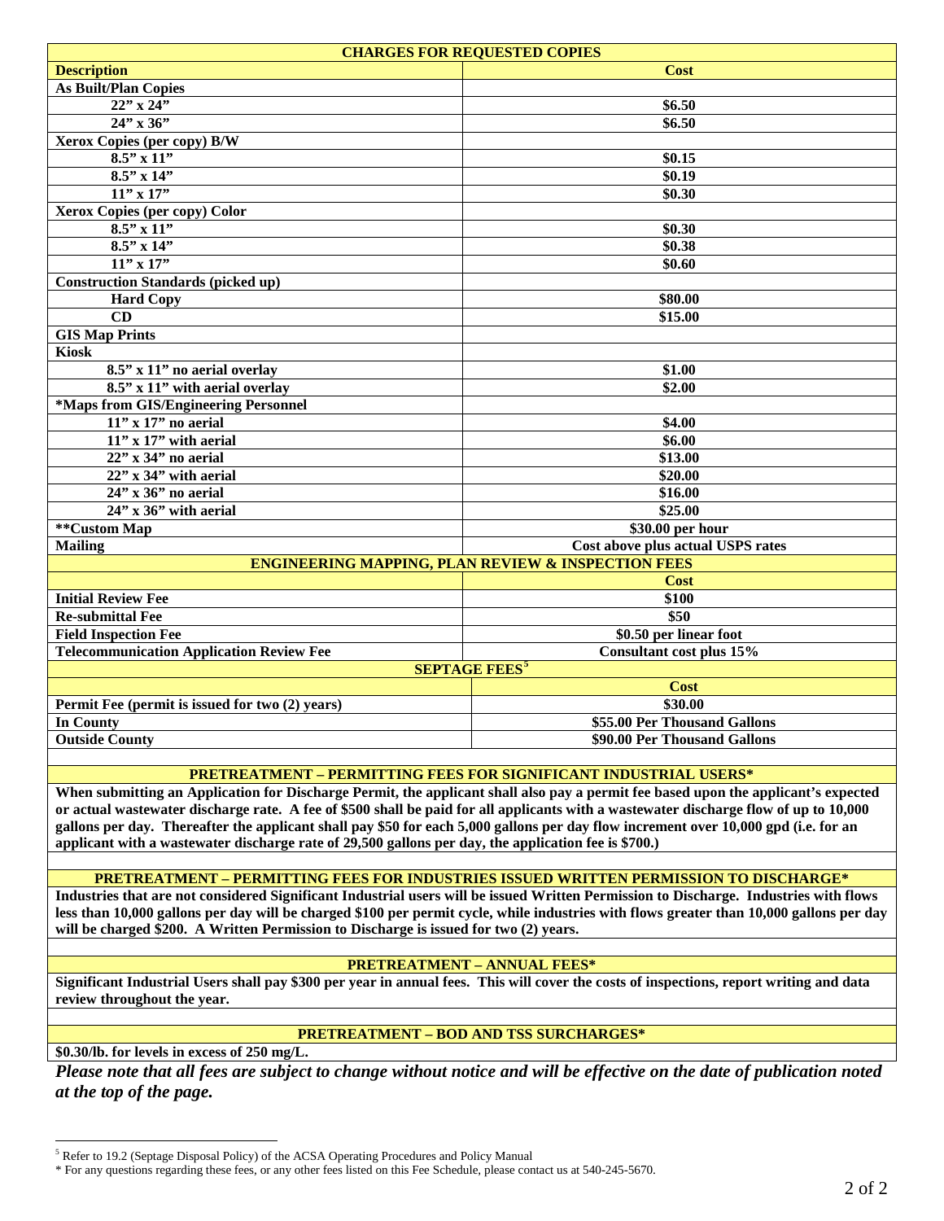| CHARGES FOR REQUESTED COPIES | |
|---|---|
| **Description** | **Cost** |
| **As Built/Plan Copies** | |
| 22" x 24" | $6.50 |
| 24" x 36" | $6.50 |
| **Xerox Copies (per copy) B/W** | |
| 8.5" x 11" | $0.15 |
| 8.5" x 14" | $0.19 |
| 11" x 17" | $0.30 |
| **Xerox Copies (per copy) Color** | |
| 8.5" x 11" | $0.30 |
| 8.5" x 14" | $0.38 |
| 11" x 17" | $0.60 |
| **Construction Standards (picked up)** | |
| Hard Copy | $80.00 |
| CD | $15.00 |
| **GIS Map Prints** | |
| **Kiosk** | |
| 8.5" x 11" no aerial overlay | $1.00 |
| 8.5" x 11" with aerial overlay | $2.00 |
| ***Maps from GIS/Engineering Personnel** | |
| 11" x 17" no aerial | $4.00 |
| 11" x 17" with aerial | $6.00 |
| 22" x 34" no aerial | $13.00 |
| 22" x 34" with aerial | $20.00 |
| 24" x 36" no aerial | $16.00 |
| 24" x 36" with aerial | $25.00 |
| ****Custom Map** | $30.00 per hour |
| **Mailing** | Cost above plus actual USPS rates |

| ENGINEERING MAPPING, PLAN REVIEW & INSPECTION FEES | |
|---|---|
| | **Cost** |
| **Initial Review Fee** | $100 |
| **Re-submittal Fee** | $50 |
| **Field Inspection Fee** | $0.50 per linear foot |
| **Telecommunication Application Review Fee** | Consultant cost plus 15% |

| SEPTAGE FEES[5] | |
|---|---|
| | **Cost** |
| **Permit Fee (permit is issued for two (2) years)** | $30.00 |
| **In County** | $55.00 Per Thousand Gallons |
| **Outside County** | $90.00 Per Thousand Gallons |

## PRETREATMENT – PERMITTING FEES FOR SIGNIFICANT INDUSTRIAL USERS*

**When submitting an Application for Discharge Permit, the applicant shall also pay a permit fee based upon the applicant's expected or actual wastewater discharge rate. A fee of $500 shall be paid for all applicants with a wastewater discharge flow of up to 10,000 gallons per day. Thereafter the applicant shall pay $50 for each 5,000 gallons per day flow increment over 10,000 gpd (i.e. for an applicant with a wastewater discharge rate of 29,500 gallons per day, the application fee is $700.)**

## PRETREATMENT – PERMITTING FEES FOR INDUSTRIES ISSUED WRITTEN PERMISSION TO DISCHARGE*

**Industries that are not considered Significant Industrial users will be issued Written Permission to Discharge. Industries with flows less than 10,000 gallons per day will be charged $100 per permit cycle, while industries with flows greater than 10,000 gallons per day will be charged $200. A Written Permission to Discharge is issued for two (2) years.**

## PRETREATMENT – ANNUAL FEES*

**Significant Industrial Users shall pay $300 per year in annual fees. This will cover the costs of inspections, report writing and data review throughout the year.**

## PRETREATMENT – BOD AND TSS SURCHARGES*

**$0.30/lb. for levels in excess of 250 mg/L.**

***Please note that all fees are subject to change without notice and will be effective on the date of publication noted at the top of the page.***

---

[5] Refer to 19.2 (Septage Disposal Policy) of the ACSA Operating Procedures and Policy Manual

\* For any questions regarding these fees, or any other fees listed on this Fee Schedule, please contact us at 540-245-5670.